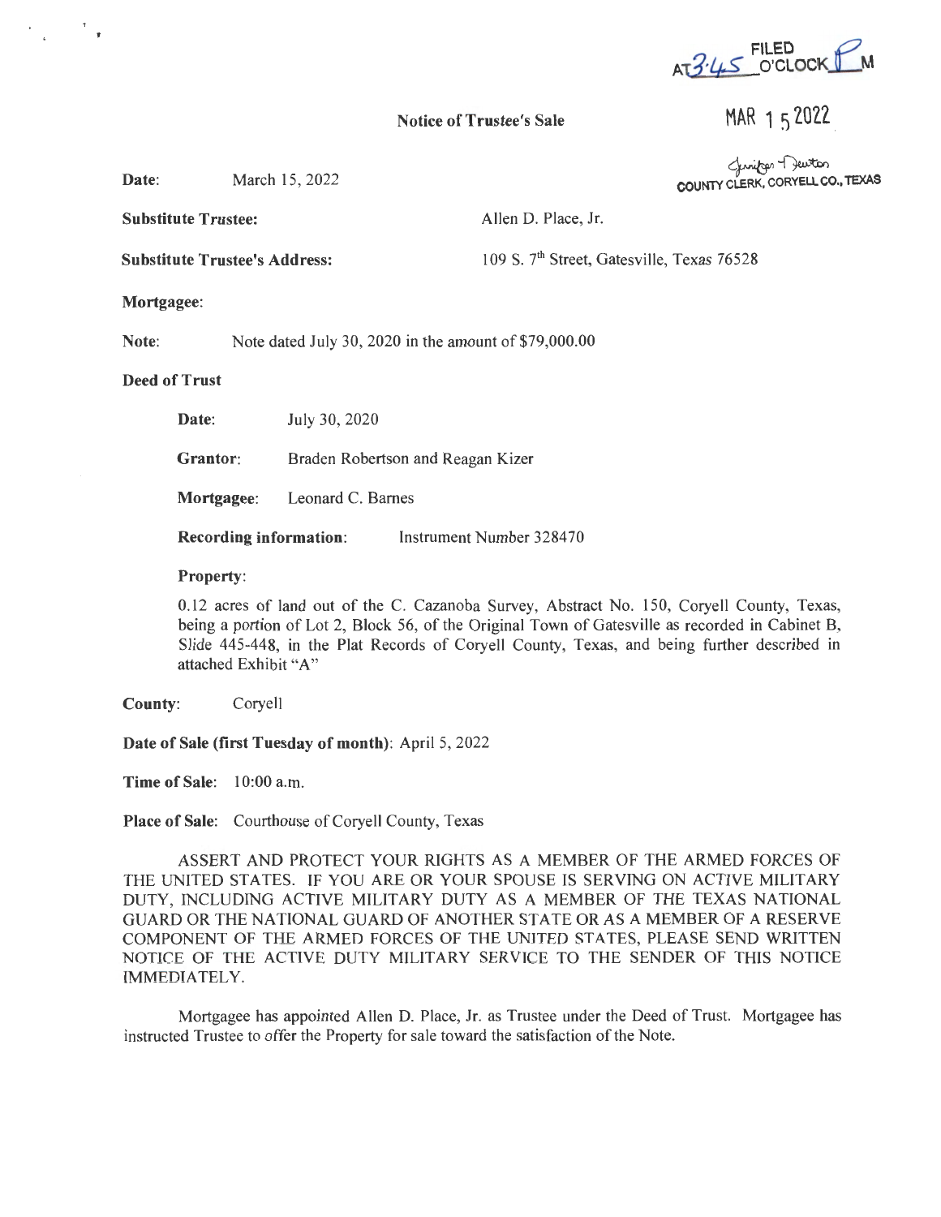FILED AT 3:45 O'CLOCK P M

MAR 15 2022

Jennifer Newton
COUNTY CLERK, CORYELL CO., TEXAS

**Notice of Trustee's Sale**

**Date:** March 15, 2022

**Substitute Trustee:** Allen D. Place, Jr.

**Substitute Trustee's Address:** 109 S. 7th Street, Gatesville, Texas 76528

**Mortgagee:**

**Note:** Note dated July 30, 2020 in the amount of $79,000.00

**Deed of Trust**

**Date:** July 30, 2020

**Grantor:** Braden Robertson and Reagan Kizer

**Mortgagee:** Leonard C. Barnes

**Recording information:** Instrument Number 328470

**Property:**

0.12 acres of land out of the C. Cazanoba Survey, Abstract No. 150, Coryell County, Texas, being a portion of Lot 2, Block 56, of the Original Town of Gatesville as recorded in Cabinet B, Slide 445-448, in the Plat Records of Coryell County, Texas, and being further described in attached Exhibit "A"

**County:** Coryell

**Date of Sale (first Tuesday of month):** April 5, 2022

**Time of Sale:** 10:00 a.m.

**Place of Sale:** Courthouse of Coryell County, Texas

ASSERT AND PROTECT YOUR RIGHTS AS A MEMBER OF THE ARMED FORCES OF THE UNITED STATES. IF YOU ARE OR YOUR SPOUSE IS SERVING ON ACTIVE MILITARY DUTY, INCLUDING ACTIVE MILITARY DUTY AS A MEMBER OF THE TEXAS NATIONAL GUARD OR THE NATIONAL GUARD OF ANOTHER STATE OR AS A MEMBER OF A RESERVE COMPONENT OF THE ARMED FORCES OF THE UNITED STATES, PLEASE SEND WRITTEN NOTICE OF THE ACTIVE DUTY MILITARY SERVICE TO THE SENDER OF THIS NOTICE IMMEDIATELY.

Mortgagee has appointed Allen D. Place, Jr. as Trustee under the Deed of Trust. Mortgagee has instructed Trustee to offer the Property for sale toward the satisfaction of the Note.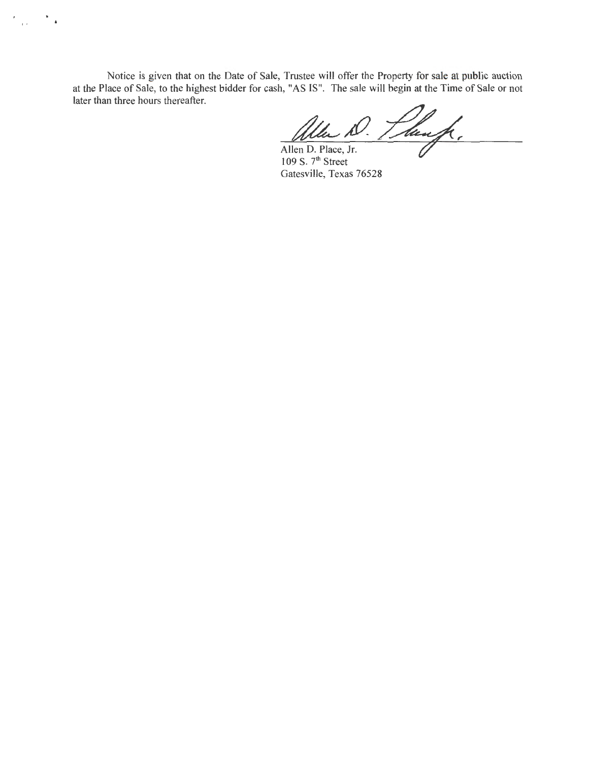Notice is given that on the Date of Sale, Trustee will offer the Property for sale at public auction at the Place of Sale, to the highest bidder for cash, "AS IS". The sale will begin at the Time of Sale or not later than three hours thereafter.

Allen D. Place, Jr.  
109 S. 7th Street  
Gatesville, Texas 76528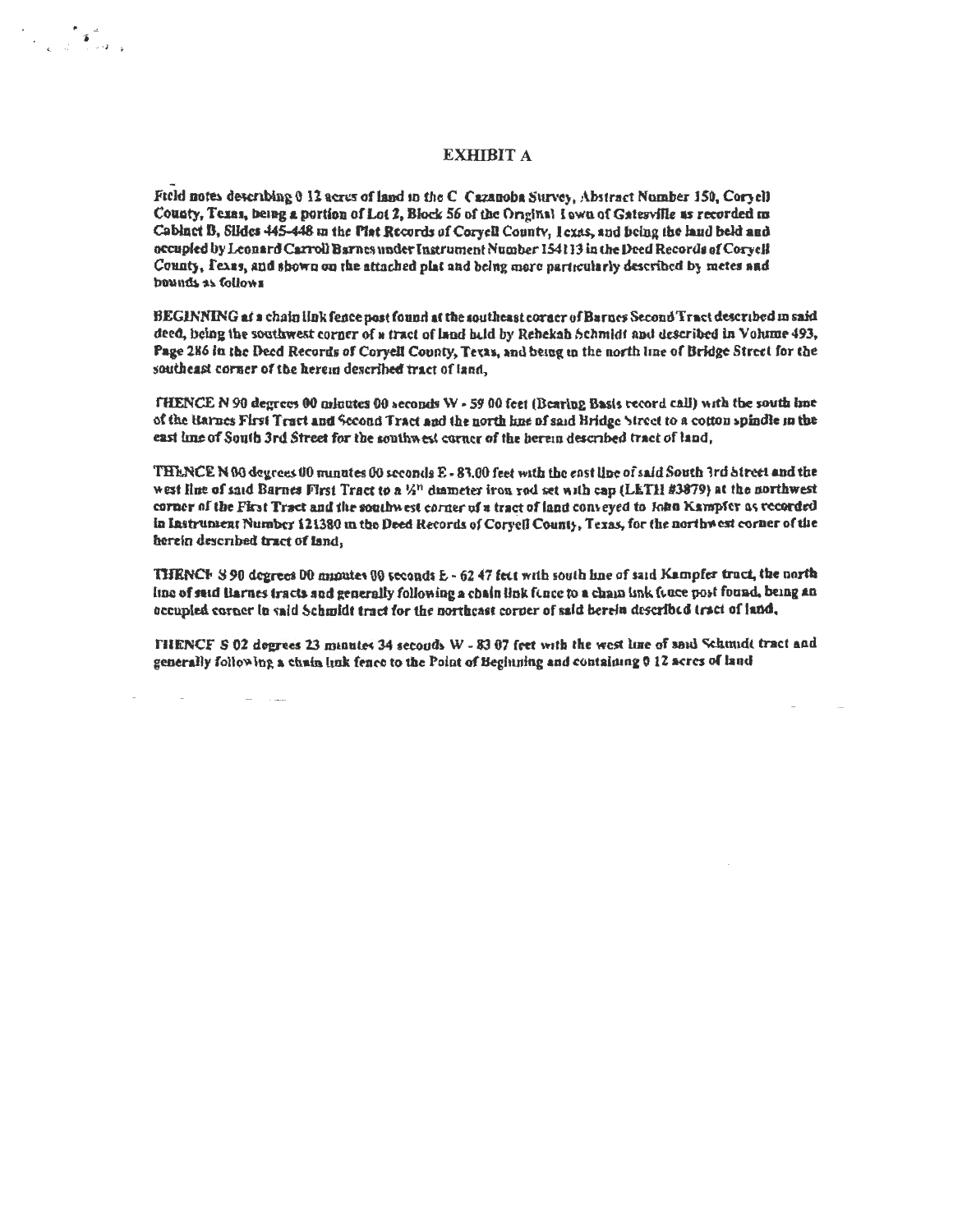# EXHIBIT A

Field notes describing 0.12 acres of land in the C. Cazanoba Survey, Abstract Number 150, Coryell County, Texas, being a portion of Lot 2, Block 56 of the Original Town of Gatesville as recorded in Cabinet B, Slides 445-448 in the Plat Records of Coryell County, Texas, and being the land held and occupied by Leonard Carroll Barnes under Instrument Number 154113 in the Deed Records of Coryell County, Texas, and shown on the attached plat and being more particularly described by metes and bounds as follows

BEGINNING at a chain link fence post found at the southeast corner of Barnes Second Tract described in said deed, being the southwest corner of a tract of land held by Rebekah Schmidt and described in Volume 493, Page 286 in the Deed Records of Coryell County, Texas, and being in the north line of Bridge Street for the southeast corner of the herein described tract of land,

THENCE N 90 degrees 00 minutes 00 seconds W - 59.00 feet (Bearing Basis record call) with the south line of the Barnes First Tract and Second Tract and the north line of said Bridge Street to a cotton spindle in the east line of South 3rd Street for the southwest corner of the herein described tract of land,

THENCE N 00 degrees 00 minutes 00 seconds E - 83.00 feet with the east line of said South 3rd Street and the west line of said Barnes First Tract to a ½" diameter iron rod set with cap (LETH #3879) at the northwest corner of the First Tract and the southwest corner of a tract of land conveyed to John Kampfer as recorded in Instrument Number 121380 in the Deed Records of Coryell County, Texas, for the northwest corner of the herein described tract of land,

THENCE S 90 degrees 00 minutes 00 seconds E - 62.47 feet with south line of said Kampfer tract, the north line of said Barnes tracts and generally following a chain link fence to a chain link fence post found, being an occupied corner in said Schmidt tract for the northeast corner of said herein described tract of land,

THENCE S 02 degrees 23 minutes 34 seconds W - 83.07 feet with the west line of said Schmidt tract and generally following a chain link fence to the Point of Beginning and containing 0.12 acres of land